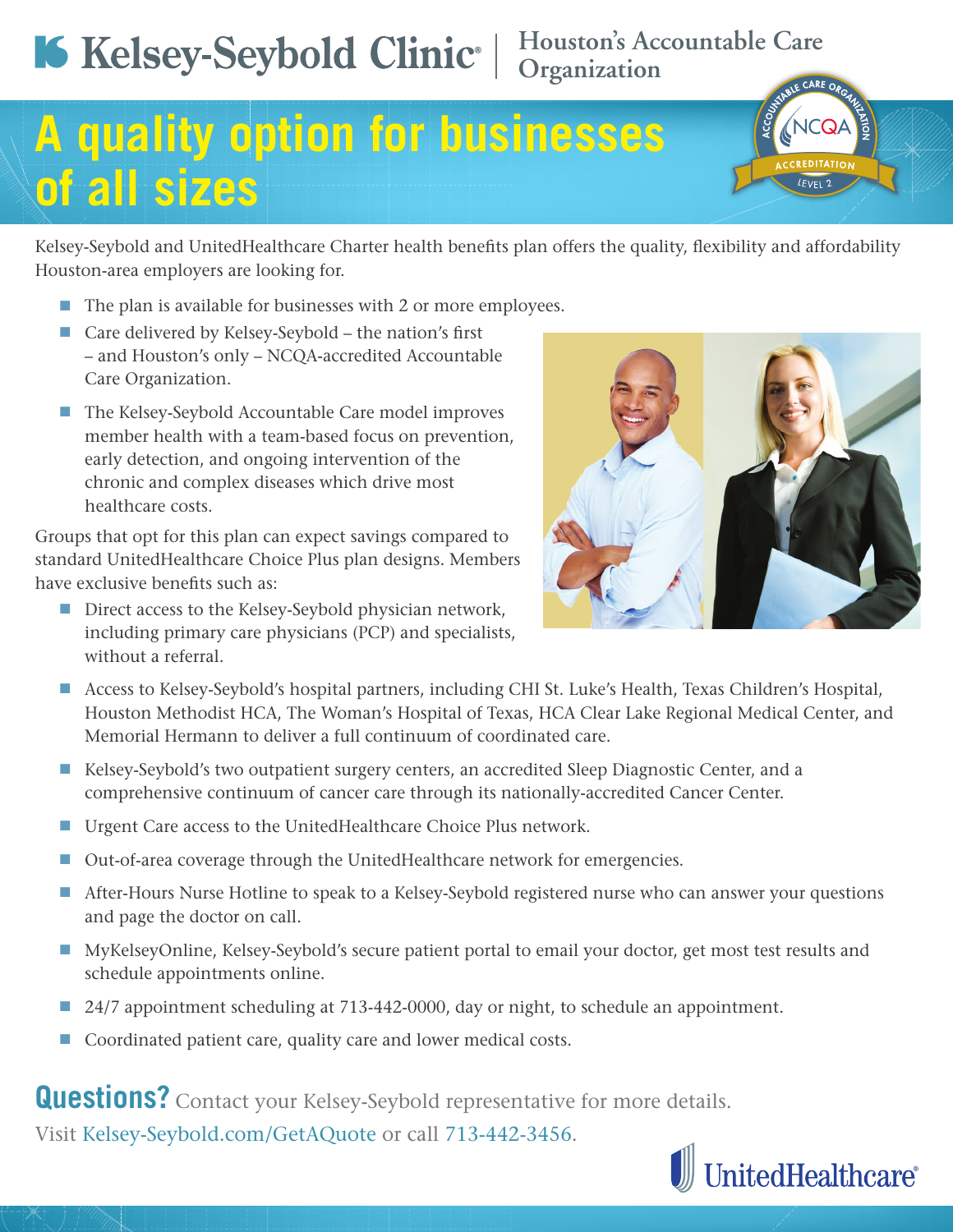Kelsey-Seybold Clinic® | Houston's Accountable Care Organization

# A quality option for businesses of all sizes

ACCOUNTABLE CARE ORGANIZATION NCQA ACCREDITATION LEVEL 2

Kelsey-Seybold and UnitedHealthcare Charter health benefits plan offers the quality, flexibility and affordability Houston-area employers are looking for.

- The plan is available for businesses with 2 or more employees.
- Care delivered by Kelsey-Seybold – the nation's first – and Houston's only – NCQA-accredited Accountable Care Organization.
- The Kelsey-Seybold Accountable Care model improves member health with a team-based focus on prevention, early detection, and ongoing intervention of the chronic and complex diseases which drive most healthcare costs.

Groups that opt for this plan can expect savings compared to standard UnitedHealthcare Choice Plus plan designs. Members have exclusive benefits such as:

- Direct access to the Kelsey-Seybold physician network, including primary care physicians (PCP) and specialists, without a referral.
- Access to Kelsey-Seybold's hospital partners, including CHI St. Luke's Health, Texas Children's Hospital, Houston Methodist HCA, The Woman's Hospital of Texas, HCA Clear Lake Regional Medical Center, and Memorial Hermann to deliver a full continuum of coordinated care.
- Kelsey-Seybold's two outpatient surgery centers, an accredited Sleep Diagnostic Center, and a comprehensive continuum of cancer care through its nationally-accredited Cancer Center.
- Urgent Care access to the UnitedHealthcare Choice Plus network.
- Out-of-area coverage through the UnitedHealthcare network for emergencies.
- After-Hours Nurse Hotline to speak to a Kelsey-Seybold registered nurse who can answer your questions and page the doctor on call.
- MyKelseyOnline, Kelsey-Seybold's secure patient portal to email your doctor, get most test results and schedule appointments online.
- 24/7 appointment scheduling at 713-442-0000, day or night, to schedule an appointment.
- Coordinated patient care, quality care and lower medical costs.

**Questions?** Contact your Kelsey-Seybold representative for more details.
Visit Kelsey-Seybold.com/GetAQuote or call 713-442-3456.

UnitedHealthcare®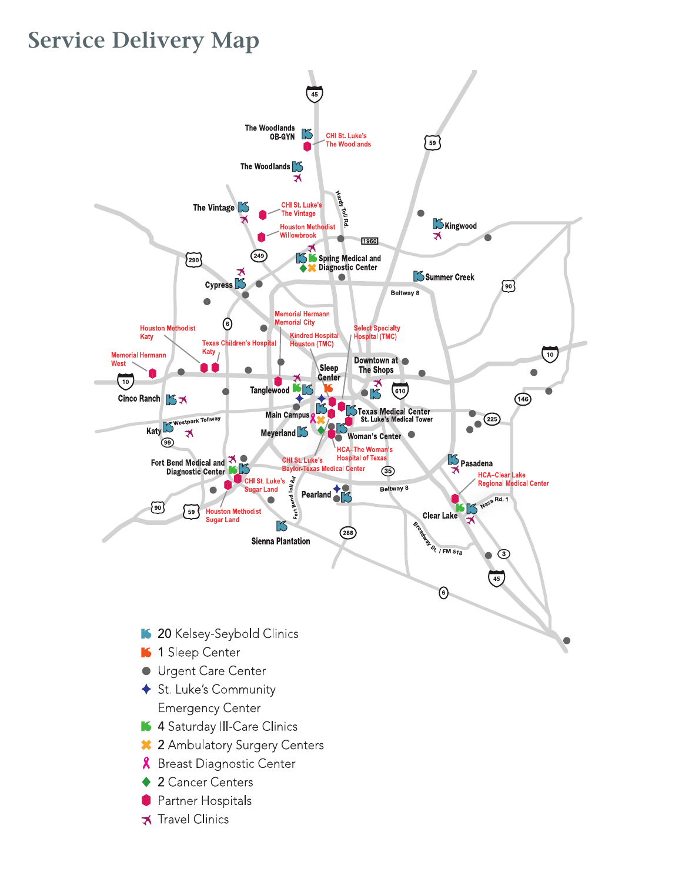# Service Delivery Map

The Woodlands OB-GYN
CHI St. Luke's The Woodlands
The Woodlands
The Vintage
CHI St. Luke's The Vintage
Houston Methodist Willowbrook
Kingwood
Spring Medical and Diagnostic Center
Summer Creek
Cypress
Beltway 8
Memorial Hermann Memorial City
Select Specialty Hospital (TMC)
Kindred Hospital Houston (TMC)
Houston Methodist Katy
Texas Children's Hospital Katy
Memorial Hermann West
Sleep Center
Downtown at The Shops
Tanglewood
Cinco Ranch
Main Campus
Texas Medical Center
St. Luke's Medical Tower
Katy
Westpark Tollway
Meyerland
Woman's Center
HCA–The Woman's Hospital of Texas
CHI St. Luke's Baylor-Texas Medical Center
Fort Bend Medical and Diagnostic Center
Pasadena
HCA–Clear Lake Regional Medical Center
CHI St. Luke's Sugar Land
Beltway 8
Pearland
Houston Methodist Sugar Land
Clear Lake
Nasa Rd. 1
Broadway St. / FM 518
Sienna Plantation
Hardy Toll Rd.
Fort Bend Toll Rd
45
59
1960
290
249
90
6
10
610
146
225
99
35
288
3
45
6

- 20 Kelsey-Seybold Clinics
- 1 Sleep Center
- Urgent Care Center
- St. Luke's Community Emergency Center
- 4 Saturday Ill-Care Clinics
- 2 Ambulatory Surgery Centers
- Breast Diagnostic Center
- 2 Cancer Centers
- Partner Hospitals
- Travel Clinics